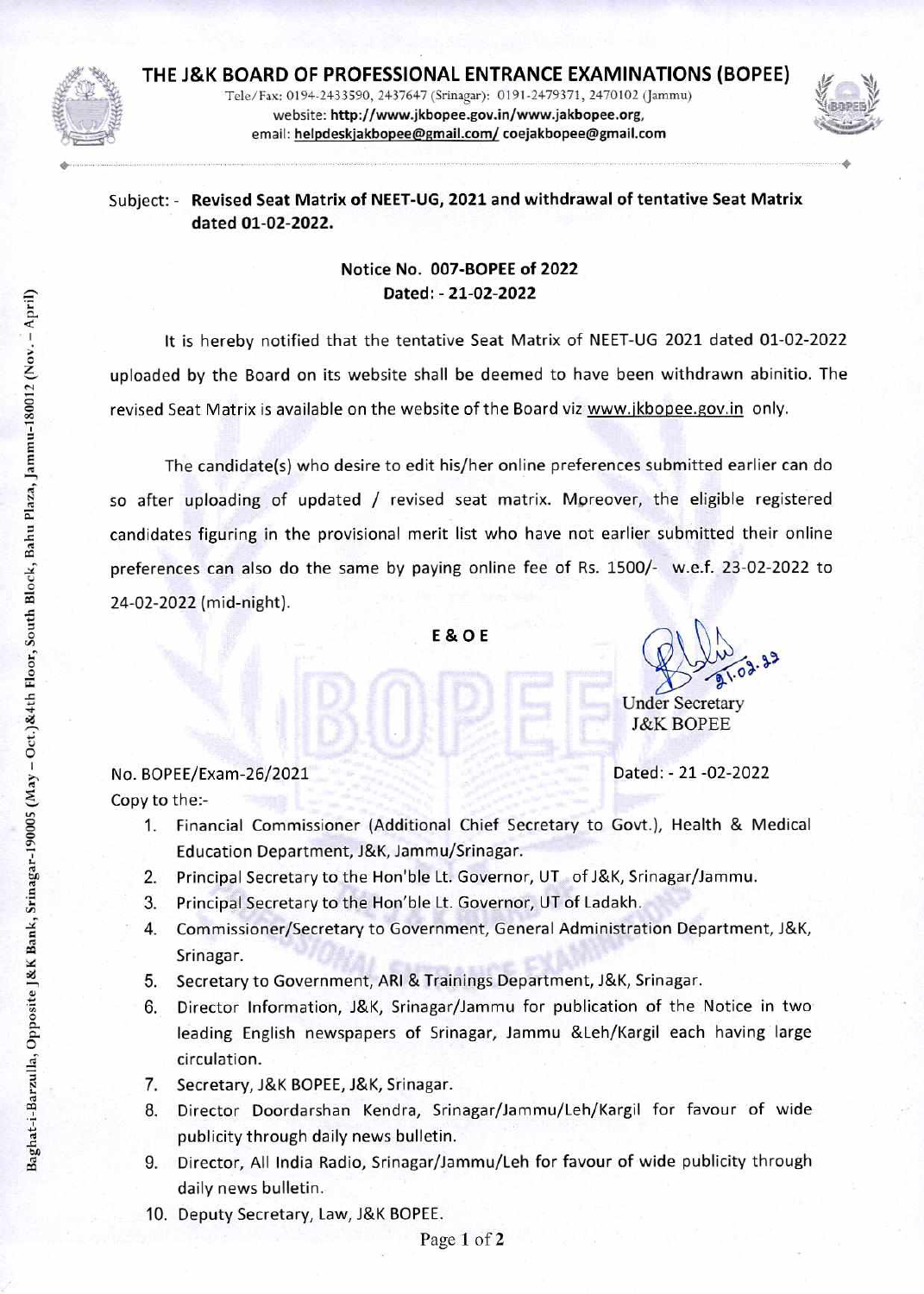# THE J&K BOARD OF PROFESSIONAL ENTRANCE EXAMINATIONS (BOPEE)

Tele/Fax: 0194-2433590, 2437647 (Srinagar): 0191-2479371, 2470102 (Jammu)
website: **http://www.jkbopee.gov.in/www.jakbopee.org**,
email: helpdeskjakbopee@gmail.com/ coejakbopee@gmail.com

Baghat-i-Barzulla, Opposite J&K Bank, Srinagar-190005 (May – Oct.)&4th Floor, South Block, Bahu Plaza, Jammu-180012 (Nov. – April)

Subject: - **Revised Seat Matrix of NEET-UG, 2021 and withdrawal of tentative Seat Matrix dated 01-02-2022.**

**Notice No. 007-BOPEE of 2022**
**Dated: - 21-02-2022**

It is hereby notified that the tentative Seat Matrix of NEET-UG 2021 dated 01-02-2022 uploaded by the Board on its website shall be deemed to have been withdrawn abinitio. The revised Seat Matrix is available on the website of the Board viz www.jkbopee.gov.in only.

The candidate(s) who desire to edit his/her online preferences submitted earlier can do so after uploading of updated / revised seat matrix. Moreover, the eligible registered candidates figuring in the provisional merit list who have not earlier submitted their online preferences can also do the same by paying online fee of Rs. 1500/- w.e.f. 23-02-2022 to 24-02-2022 (mid-night).

**E & O E**

21.02.22

Under Secretary
J&K BOPEE

No. BOPEE/Exam-26/2021 Dated: - 21 -02-2022

Copy to the:-

1. Financial Commissioner (Additional Chief Secretary to Govt.), Health & Medical Education Department, J&K, Jammu/Srinagar.
2. Principal Secretary to the Hon'ble Lt. Governor, UT of J&K, Srinagar/Jammu.
3. Principal Secretary to the Hon'ble Lt. Governor, UT of Ladakh.
4. Commissioner/Secretary to Government, General Administration Department, J&K, Srinagar.
5. Secretary to Government, ARI & Trainings Department, J&K, Srinagar.
6. Director Information, J&K, Srinagar/Jammu for publication of the Notice in two leading English newspapers of Srinagar, Jammu &Leh/Kargil each having large circulation.
7. Secretary, J&K BOPEE, J&K, Srinagar.
8. Director Doordarshan Kendra, Srinagar/Jammu/Leh/Kargil for favour of wide publicity through daily news bulletin.
9. Director, All India Radio, Srinagar/Jammu/Leh for favour of wide publicity through daily news bulletin.
10. Deputy Secretary, Law, J&K BOPEE.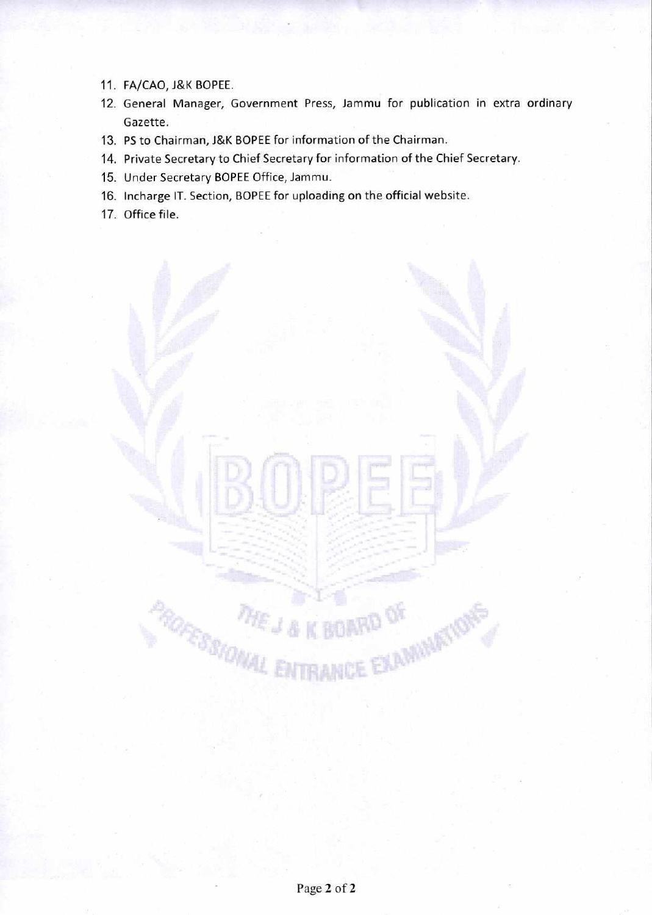11. FA/CAO, J&K BOPEE.
12. General Manager, Government Press, Jammu for publication in extra ordinary Gazette.
13. PS to Chairman, J&K BOPEE for information of the Chairman.
14. Private Secretary to Chief Secretary for information of the Chief Secretary.
15. Under Secretary BOPEE Office, Jammu.
16. Incharge IT. Section, BOPEE for uploading on the official website.
17. Office file.